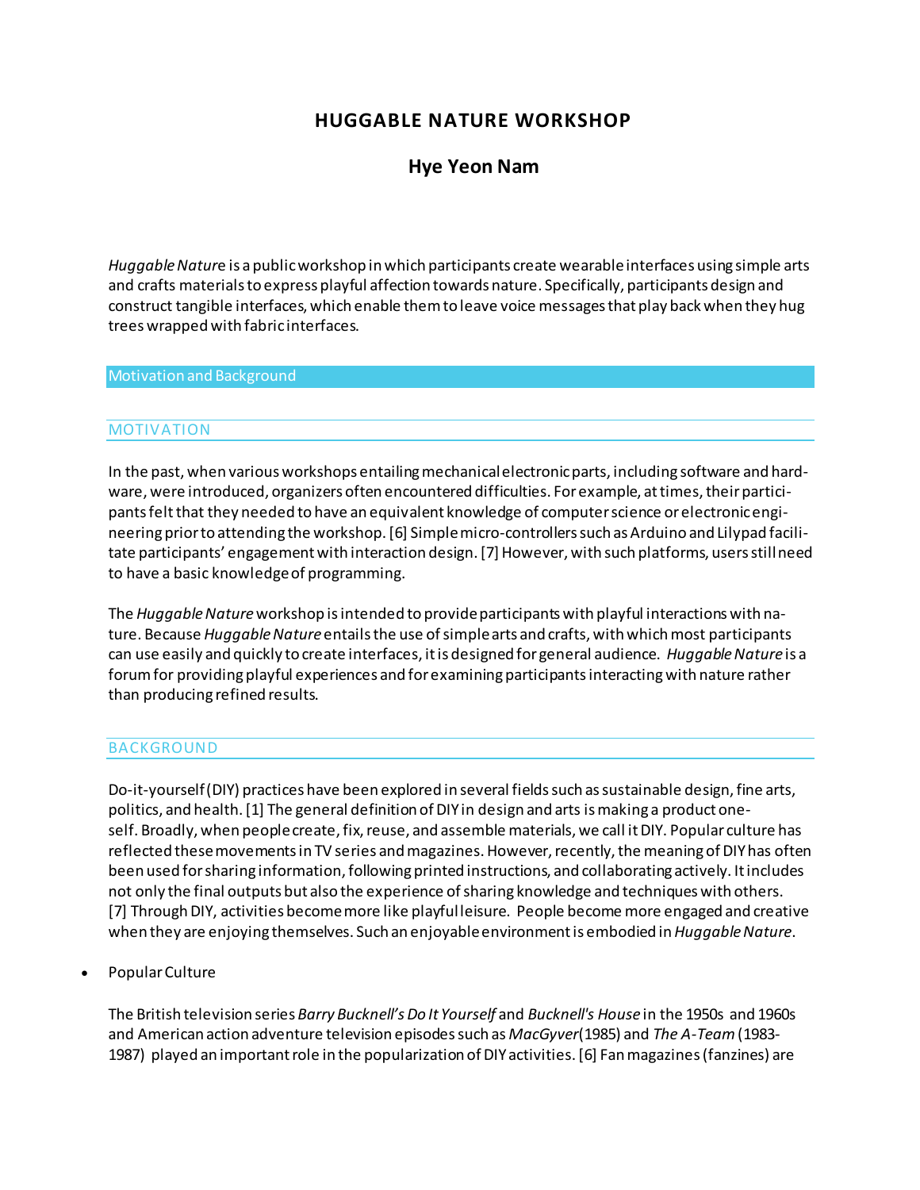# HUGGABLE NATURE WORKSHOP

## Hye Yeon Nam

*Huggable Nature* is a public workshop in which participants create wearable interfaces using simple arts and crafts materials to express playful affection towards nature. Specifically, participants design and construct tangible interfaces, which enable them to leave voice messages that play back when they hug trees wrapped with fabric interfaces.

## Motivation and Background

### MOTIVATION

In the past, when various workshops entailing mechanical electronic parts, including software and hardware, were introduced, organizers often encountered difficulties. For example, at times, their participants felt that they needed to have an equivalent knowledge of computer science or electronic engineering prior to attending the workshop. [6] Simple micro-controllers such as Arduino and Lilypad facilitate participants' engagement with interaction design. [7] However, with such platforms, users still need to have a basic knowledge of programming.

The *Huggable Nature* workshop is intended to provide participants with playful interactions with nature. Because *Huggable Nature* entails the use of simple arts and crafts, with which most participants can use easily and quickly to create interfaces, it is designed for general audience. *Huggable Nature* is a forum for providing playful experiences and for examining participants interacting with nature rather than producing refined results.

### BACKGROUND

Do-it-yourself (DIY) practices have been explored in several fields such as sustainable design, fine arts, politics, and health. [1] The general definition of DIY in design and arts is making a product oneself. Broadly, when people create, fix, reuse, and assemble materials, we call it DIY. Popular culture has reflected these movements in TV series and magazines. However, recently, the meaning of DIY has often been used for sharing information, following printed instructions, and collaborating actively. It includes not only the final outputs but also the experience of sharing knowledge and techniques with others. [7] Through DIY, activities become more like playful leisure. People become more engaged and creative when they are enjoying themselves. Such an enjoyable environment is embodied in *Huggable Nature*.

- Popular Culture

The British television series *Barry Bucknell's Do It Yourself* and *Bucknell's House* in the 1950s and 1960s and American action adventure television episodes such as *MacGyver* (1985) and *The A-Team* (1983-1987) played an important role in the popularization of DIY activities. [6] Fan magazines (fanzines) are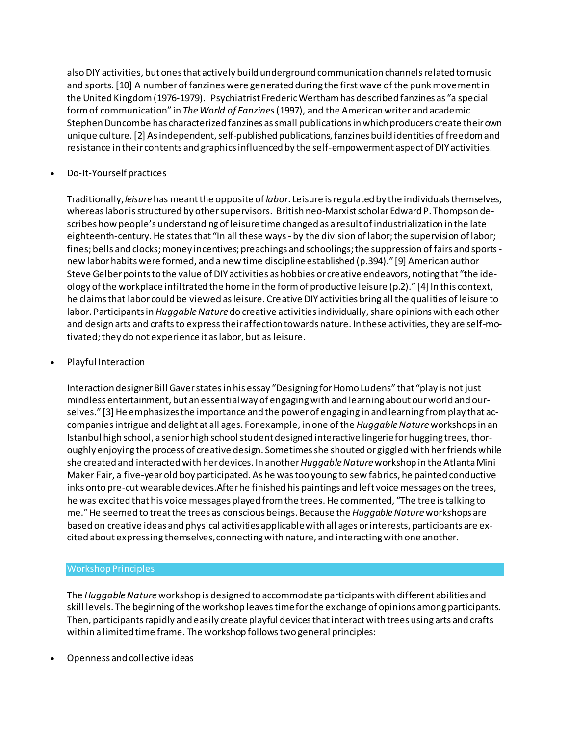also DIY activities, but ones that actively build underground communication channels related to music and sports. [10] A number of fanzines were generated during the first wave of the punk movement in the United Kingdom (1976-1979). Psychiatrist Frederic Wertham has described fanzines as "a special form of communication" in *The World of Fanzines* (1997), and the American writer and academic Stephen Duncombe has characterized fanzines as small publications in which producers create their own unique culture. [2] As independent, self-published publications, fanzines build identities of freedom and resistance in their contents and graphics influenced by the self-empowerment aspect of DIY activities.

- Do-It-Yourself practices

  Traditionally, *leisure* has meant the opposite of *labor*. Leisure is regulated by the individuals themselves, whereas labor is structured by other supervisors. British neo-Marxist scholar Edward P. Thompson describes how people's understanding of leisure time changed as a result of industrialization in the late eighteenth-century. He states that "In all these ways - by the division of labor; the supervision of labor; fines; bells and clocks; money incentives; preachings and schoolings; the suppression of fairs and sports - new labor habits were formed, and a new time discipline established (p.394)." [9] American author Steve Gelber points to the value of DIY activities as hobbies or creative endeavors, noting that "the ideology of the workplace infiltrated the home in the form of productive leisure (p.2)." [4] In this context, he claims that labor could be viewed as leisure. Creative DIY activities bring all the qualities of leisure to labor. Participants in *Huggable Nature* do creative activities individually, share opinions with each other and design arts and crafts to express their affection towards nature. In these activities, they are self-motivated; they do not experience it as labor, but as leisure.

- Playful Interaction

  Interaction designer Bill Gaver states in his essay "Designing for Homo Ludens" that "play is not just mindless entertainment, but an essential way of engaging with and learning about our world and ourselves." [3] He emphasizes the importance and the power of engaging in and learning from play that accompanies intrigue and delight at all ages. For example, in one of the *Huggable Nature* workshops in an Istanbul high school, a senior high school student designed interactive lingerie for hugging trees, thoroughly enjoying the process of creative design. Sometimes she shouted or giggled with her friends while she created and interacted with her devices. In another *Huggable Nature* workshop in the Atlanta Mini Maker Fair, a five-year old boy participated. As he was too young to sew fabrics, he painted conductive inks onto pre-cut wearable devices. After he finished his paintings and left voice messages on the trees, he was excited that his voice messages played from the trees. He commented, "The tree is talking to me." He seemed to treat the trees as conscious beings. Because the *Huggable Nature* workshops are based on creative ideas and physical activities applicable with all ages or interests, participants are excited about expressing themselves, connecting with nature, and interacting with one another.

## Workshop Principles

The *Huggable Nature* workshop is designed to accommodate participants with different abilities and skill levels. The beginning of the workshop leaves time for the exchange of opinions among participants. Then, participants rapidly and easily create playful devices that interact with trees using arts and crafts within a limited time frame. The workshop follows two general principles:

- Openness and collective ideas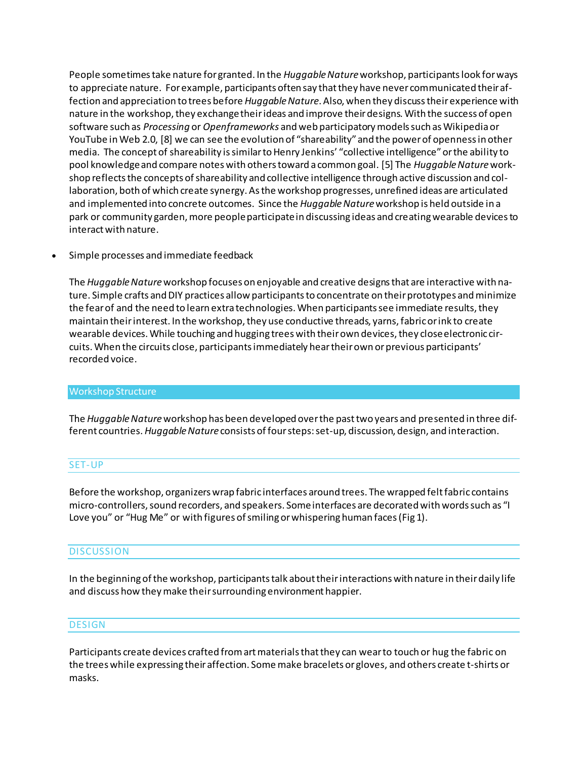People sometimes take nature for granted. In the *Huggable Nature* workshop, participants look for ways to appreciate nature. For example, participants often say that they have never communicated their affection and appreciation to trees before *Huggable Nature*. Also, when they discuss their experience with nature in the workshop, they exchange their ideas and improve their designs. With the success of open software such as *Processing* or *Openframeworks* and web participatory models such as Wikipedia or YouTube in Web 2.0, [8] we can see the evolution of "shareability" and the power of openness in other media. The concept of shareability is similar to Henry Jenkins' "collective intelligence" or the ability to pool knowledge and compare notes with others toward a common goal. [5] The *Huggable Nature* workshop reflects the concepts of shareability and collective intelligence through active discussion and collaboration, both of which create synergy. As the workshop progresses, unrefined ideas are articulated and implemented into concrete outcomes. Since the *Huggable Nature* workshop is held outside in a park or community garden, more people participate in discussing ideas and creating wearable devices to interact with nature.

- Simple processes and immediate feedback

The *Huggable Nature* workshop focuses on enjoyable and creative designs that are interactive with nature. Simple crafts and DIY practices allow participants to concentrate on their prototypes and minimize the fear of and the need to learn extra technologies. When participants see immediate results, they maintain their interest. In the workshop, they use conductive threads, yarns, fabric or ink to create wearable devices. While touching and hugging trees with their own devices, they close electronic circuits. When the circuits close, participants immediately hear their own or previous participants' recorded voice.

## Workshop Structure

The *Huggable Nature* workshop has been developed over the past two years and presented in three different countries. *Huggable Nature* consists of four steps: set-up, discussion, design, and interaction.

### SET-UP

Before the workshop, organizers wrap fabric interfaces around trees. The wrapped felt fabric contains micro-controllers, sound recorders, and speakers. Some interfaces are decorated with words such as "I Love you" or "Hug Me" or with figures of smiling or whispering human faces (Fig 1).

### DISCUSSION

In the beginning of the workshop, participants talk about their interactions with nature in their daily life and discuss how they make their surrounding environment happier.

### DESIGN

Participants create devices crafted from art materials that they can wear to touch or hug the fabric on the trees while expressing their affection. Some make bracelets or gloves, and others create t-shirts or masks.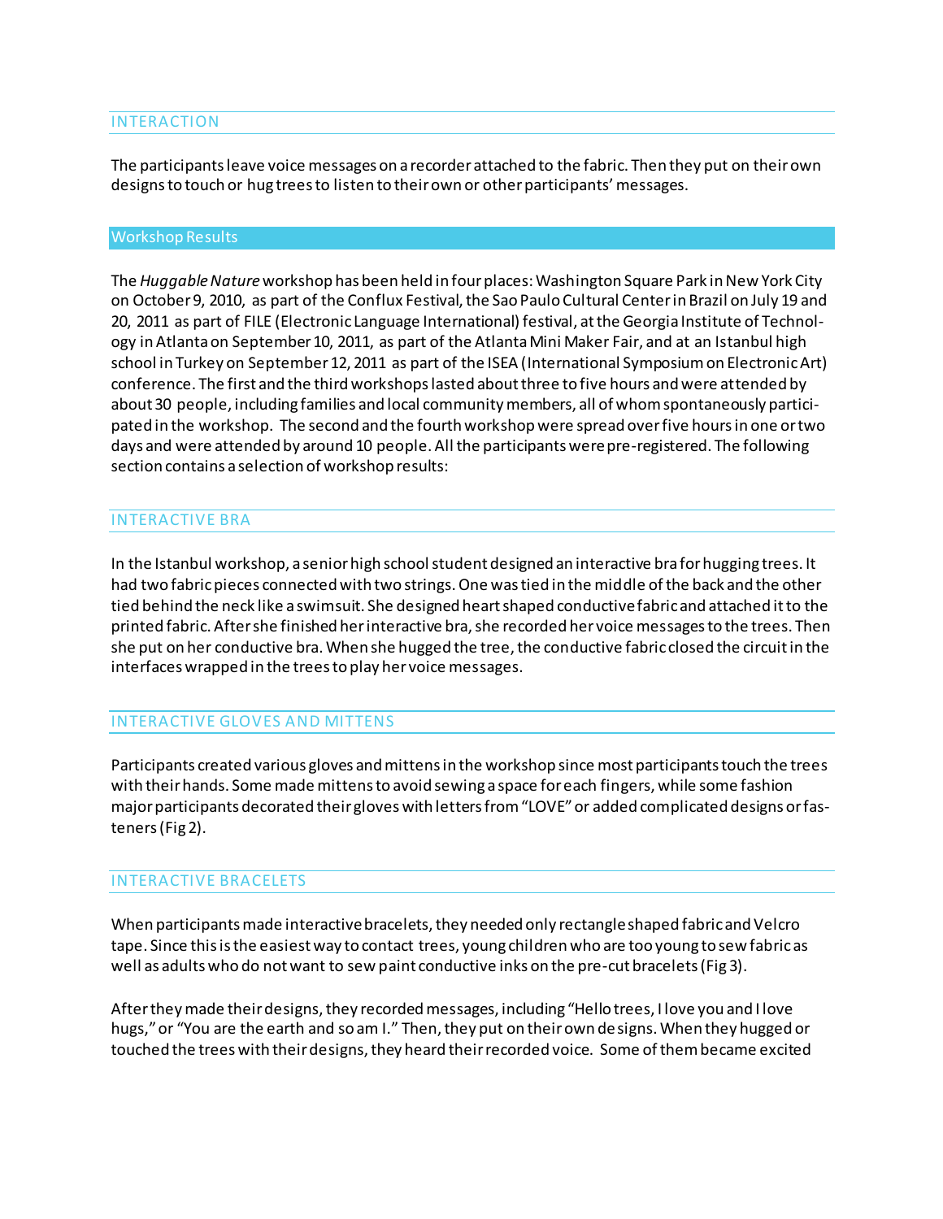## INTERACTION

The participants leave voice messages on a recorder attached to the fabric. Then they put on their own designs to touch or hug trees to listen to their own or other participants' messages.

## Workshop Results

The *Huggable Nature* workshop has been held in four places: Washington Square Park in New York City on October 9, 2010, as part of the Conflux Festival, the Sao Paulo Cultural Center in Brazil on July 19 and 20, 2011 as part of FILE (Electronic Language International) festival, at the Georgia Institute of Technology in Atlanta on September 10, 2011, as part of the Atlanta Mini Maker Fair, and at an Istanbul high school in Turkey on September 12, 2011 as part of the ISEA (International Symposium on Electronic Art) conference. The first and the third workshops lasted about three to five hours and were attended by about 30 people, including families and local community members, all of whom spontaneously participated in the workshop. The second and the fourth workshop were spread over five hours in one or two days and were attended by around 10 people. All the participants were pre-registered. The following section contains a selection of workshop results:

### INTERACTIVE BRA

In the Istanbul workshop, a senior high school student designed an interactive bra for hugging trees. It had two fabric pieces connected with two strings. One was tied in the middle of the back and the other tied behind the neck like a swimsuit. She designed heart shaped conductive fabric and attached it to the printed fabric. After she finished her interactive bra, she recorded her voice messages to the trees. Then she put on her conductive bra. When she hugged the tree, the conductive fabric closed the circuit in the interfaces wrapped in the trees to play her voice messages.

### INTERACTIVE GLOVES AND MITTENS

Participants created various gloves and mittens in the workshop since most participants touch the trees with their hands. Some made mittens to avoid sewing a space for each fingers, while some fashion major participants decorated their gloves with letters from "LOVE" or added complicated designs or fasteners (Fig 2).

### INTERACTIVE BRACELETS

When participants made interactive bracelets, they needed only rectangle shaped fabric and Velcro tape. Since this is the easiest way to contact trees, young children who are too young to sew fabric as well as adults who do not want to sew paint conductive inks on the pre-cut bracelets (Fig 3).

After they made their designs, they recorded messages, including "Hello trees, I love you and I love hugs," or "You are the earth and so am I." Then, they put on their own designs. When they hugged or touched the trees with their designs, they heard their recorded voice. Some of them became excited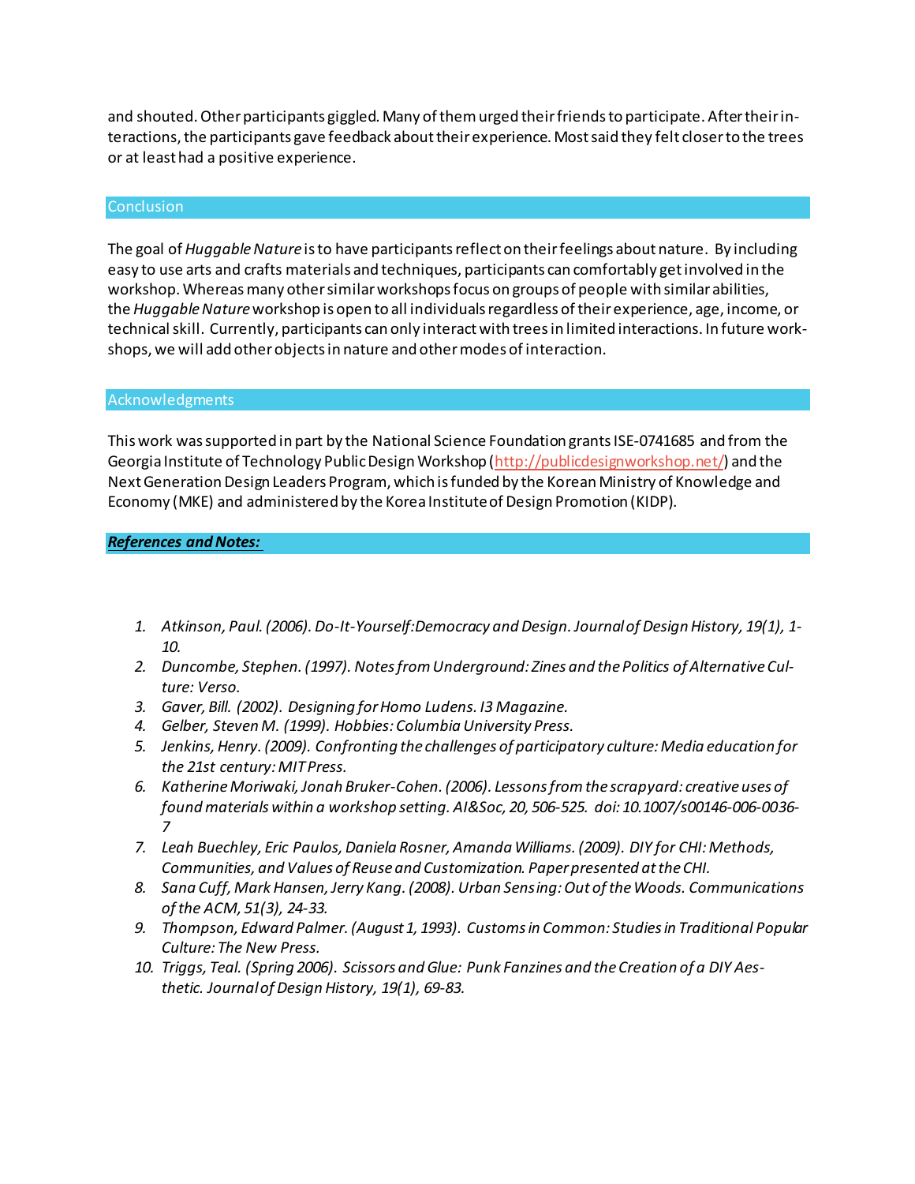and shouted. Other participants giggled. Many of them urged their friends to participate. After their interactions, the participants gave feedback about their experience. Most said they felt closer to the trees or at least had a positive experience.

## Conclusion

The goal of *Huggable Nature* is to have participants reflect on their feelings about nature. By including easy to use arts and crafts materials and techniques, participants can comfortably get involved in the workshop. Whereas many other similar workshops focus on groups of people with similar abilities, the *Huggable Nature* workshop is open to all individuals regardless of their experience, age, income, or technical skill. Currently, participants can only interact with trees in limited interactions. In future workshops, we will add other objects in nature and other modes of interaction.

## Acknowledgments

This work was supported in part by the National Science Foundation grants ISE-0741685 and from the Georgia Institute of Technology Public Design Workshop (http://publicdesignworkshop.net/) and the Next Generation Design Leaders Program, which is funded by the Korean Ministry of Knowledge and Economy (MKE) and administered by the Korea Institute of Design Promotion (KIDP).

## ***References and Notes:***

1. *Atkinson, Paul. (2006). Do-It-Yourself:Democracy and Design. Journal of Design History, 19(1), 1-10.*
2. *Duncombe, Stephen. (1997). Notes from Underground: Zines and the Politics of Alternative Culture: Verso.*
3. *Gaver, Bill. (2002). Designing for Homo Ludens. I3 Magazine.*
4. *Gelber, Steven M. (1999). Hobbies: Columbia University Press.*
5. *Jenkins, Henry. (2009). Confronting the challenges of participatory culture: Media education for the 21st century: MIT Press.*
6. *Katherine Moriwaki, Jonah Bruker-Cohen. (2006). Lessons from the scrapyard: creative uses of found materials within a workshop setting. AI&Soc, 20, 506-525. doi: 10.1007/s00146-006-0036-7*
7. *Leah Buechley, Eric Paulos, Daniela Rosner, Amanda Williams. (2009). DIY for CHI: Methods, Communities, and Values of Reuse and Customization. Paper presented at the CHI.*
8. *Sana Cuff, Mark Hansen, Jerry Kang. (2008). Urban Sensing: Out of the Woods. Communications of the ACM, 51(3), 24-33.*
9. *Thompson, Edward Palmer. (August 1, 1993). Customs in Common: Studies in Traditional Popular Culture: The New Press.*
10. *Triggs, Teal. (Spring 2006). Scissors and Glue: Punk Fanzines and the Creation of a DIY Aesthetic. Journal of Design History, 19(1), 69-83.*